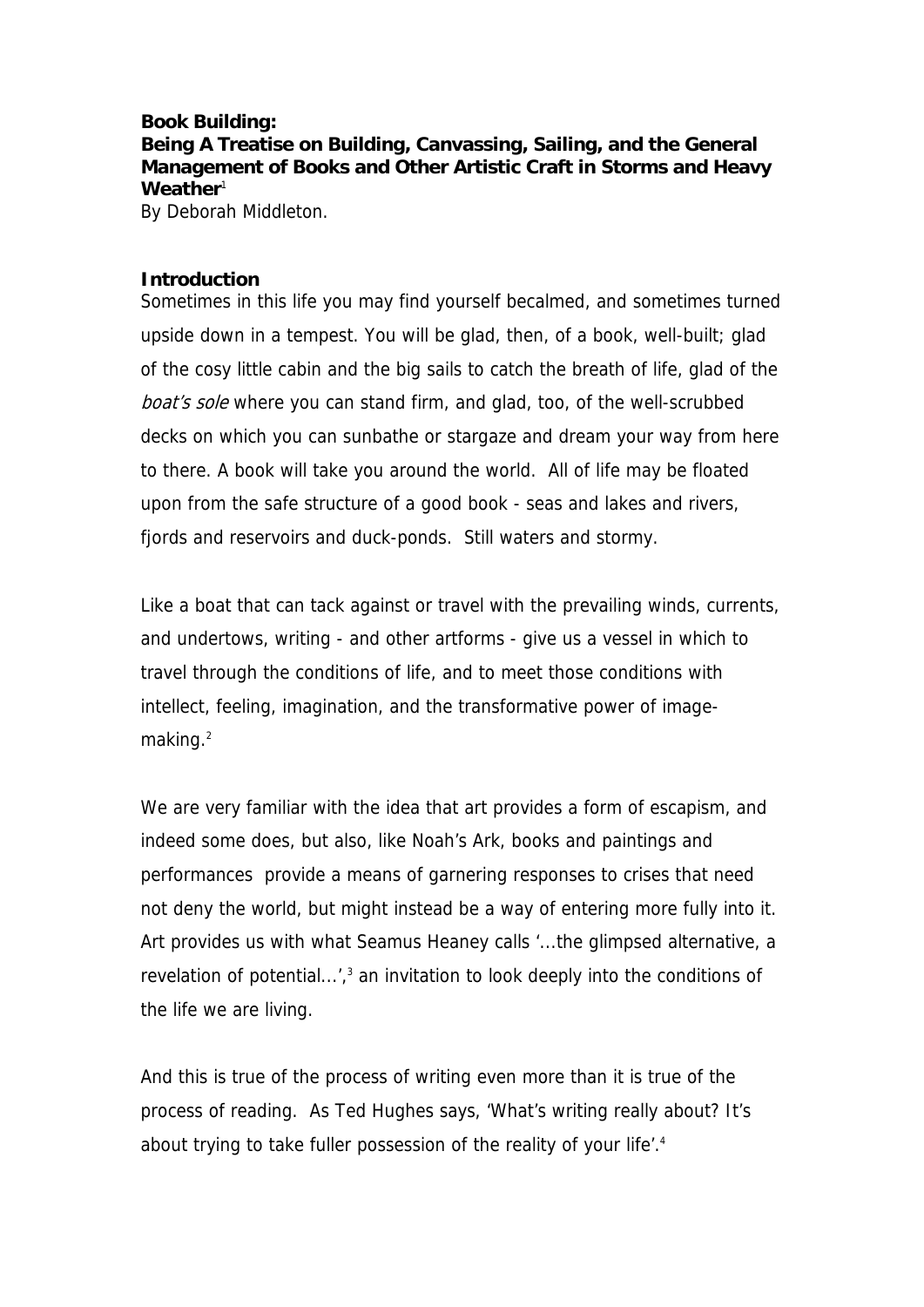**Book Building:**
**Being A Treatise on Building, Canvassing, Sailing, and the General Management of Books and Other Artistic Craft in Storms and Heavy Weather**[1]
By Deborah Middleton.

**Introduction**
Sometimes in this life you may find yourself becalmed, and sometimes turned upside down in a tempest. You will be glad, then, of a book, well-built; glad of the cosy little cabin and the big sails to catch the breath of life, glad of the *boat's sole* where you can stand firm, and glad, too, of the well-scrubbed decks on which you can sunbathe or stargaze and dream your way from here to there. A book will take you around the world. All of life may be floated upon from the safe structure of a good book - seas and lakes and rivers, fjords and reservoirs and duck-ponds. Still waters and stormy.

Like a boat that can tack against or travel with the prevailing winds, currents, and undertows, writing - and other artforms - give us a vessel in which to travel through the conditions of life, and to meet those conditions with intellect, feeling, imagination, and the transformative power of image-making.[2]

We are very familiar with the idea that art provides a form of escapism, and indeed some does, but also, like Noah's Ark, books and paintings and performances provide a means of garnering responses to crises that need not deny the world, but might instead be a way of entering more fully into it. Art provides us with what Seamus Heaney calls '…the glimpsed alternative, a revelation of potential…',[3] an invitation to look deeply into the conditions of the life we are living.

And this is true of the process of writing even more than it is true of the process of reading. As Ted Hughes says, 'What's writing really about? It's about trying to take fuller possession of the reality of your life'.[4]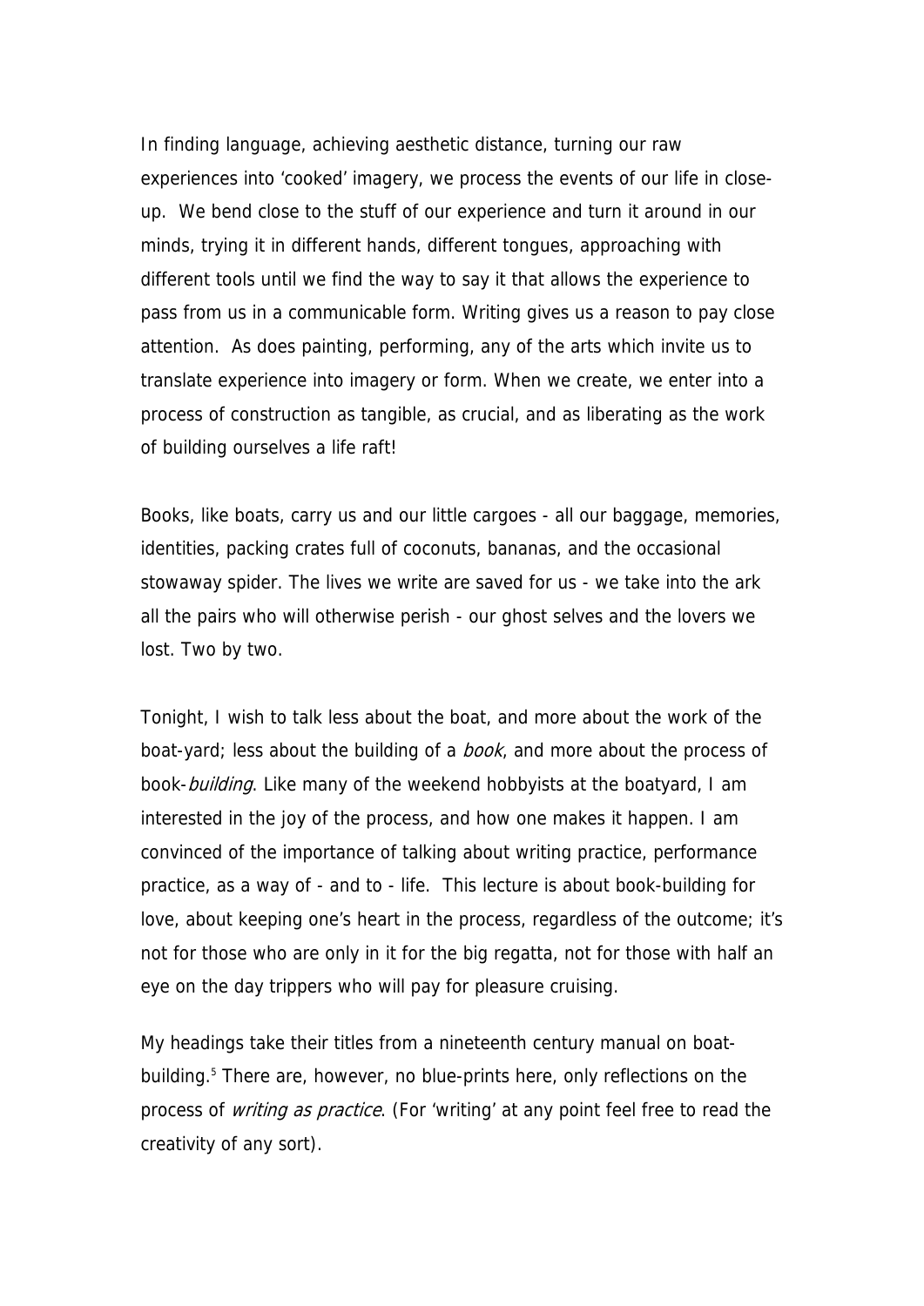In finding language, achieving aesthetic distance, turning our raw experiences into 'cooked' imagery, we process the events of our life in close-up. We bend close to the stuff of our experience and turn it around in our minds, trying it in different hands, different tongues, approaching with different tools until we find the way to say it that allows the experience to pass from us in a communicable form. Writing gives us a reason to pay close attention. As does painting, performing, any of the arts which invite us to translate experience into imagery or form. When we create, we enter into a process of construction as tangible, as crucial, and as liberating as the work of building ourselves a life raft!

Books, like boats, carry us and our little cargoes - all our baggage, memories, identities, packing crates full of coconuts, bananas, and the occasional stowaway spider. The lives we write are saved for us - we take into the ark all the pairs who will otherwise perish - our ghost selves and the lovers we lost. Two by two.

Tonight, I wish to talk less about the boat, and more about the work of the boat-yard; less about the building of a *book*, and more about the process of book-*building*. Like many of the weekend hobbyists at the boatyard, I am interested in the joy of the process, and how one makes it happen. I am convinced of the importance of talking about writing practice, performance practice, as a way of - and to - life. This lecture is about book-building for love, about keeping one's heart in the process, regardless of the outcome; it's not for those who are only in it for the big regatta, not for those with half an eye on the day trippers who will pay for pleasure cruising.

My headings take their titles from a nineteenth century manual on boat-building.[5] There are, however, no blue-prints here, only reflections on the process of *writing as practice*. (For 'writing' at any point feel free to read the creativity of any sort).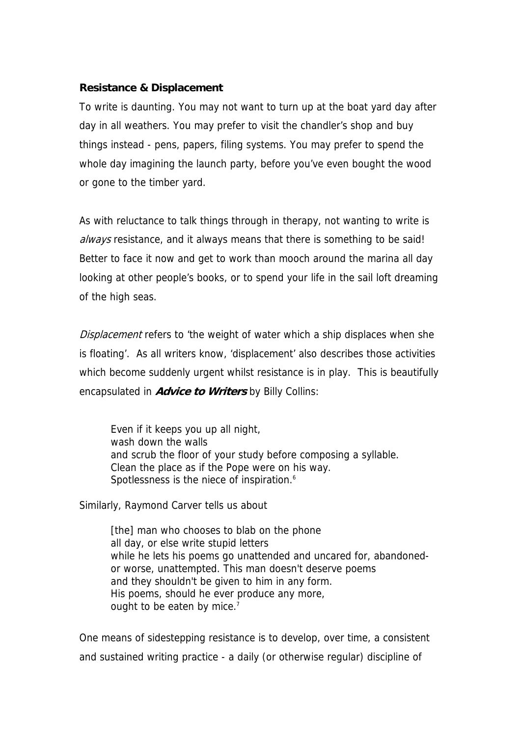**Resistance & Displacement**

To write is daunting. You may not want to turn up at the boat yard day after day in all weathers. You may prefer to visit the chandler's shop and buy things instead - pens, papers, filing systems. You may prefer to spend the whole day imagining the launch party, before you've even bought the wood or gone to the timber yard.

As with reluctance to talk things through in therapy, not wanting to write is *always* resistance, and it always means that there is something to be said! Better to face it now and get to work than mooch around the marina all day looking at other people's books, or to spend your life in the sail loft dreaming of the high seas.

*Displacement* refers to 'the weight of water which a ship displaces when she is floating'. As all writers know, 'displacement' also describes those activities which become suddenly urgent whilst resistance is in play. This is beautifully encapsulated in ***Advice to Writers*** by Billy Collins:

> Even if it keeps you up all night,  
> wash down the walls  
> and scrub the floor of your study before composing a syllable.  
> Clean the place as if the Pope were on his way.  
> Spotlessness is the niece of inspiration.[6]

Similarly, Raymond Carver tells us about

> [the] man who chooses to blab on the phone  
> all day, or else write stupid letters  
> while he lets his poems go unattended and uncared for, abandoned-  
> or worse, unattempted. This man doesn't deserve poems  
> and they shouldn't be given to him in any form.  
> His poems, should he ever produce any more,  
> ought to be eaten by mice.[7]

One means of sidestepping resistance is to develop, over time, a consistent and sustained writing practice - a daily (or otherwise regular) discipline of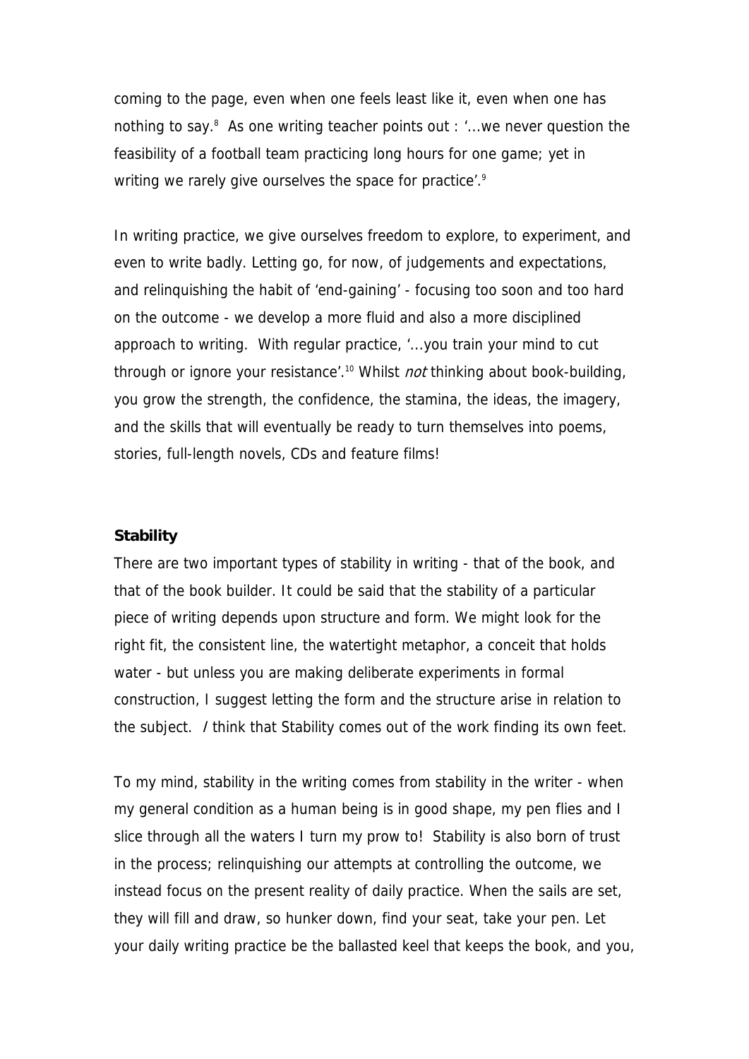coming to the page, even when one feels least like it, even when one has nothing to say.[8] As one writing teacher points out : '...we never question the feasibility of a football team practicing long hours for one game; yet in writing we rarely give ourselves the space for practice'.[9]

In writing practice, we give ourselves freedom to explore, to experiment, and even to write badly. Letting go, for now, of judgements and expectations, and relinquishing the habit of 'end-gaining' - focusing too soon and too hard on the outcome - we develop a more fluid and also a more disciplined approach to writing. With regular practice, '...you train your mind to cut through or ignore your resistance'.[10] Whilst *not* thinking about book-building, you grow the strength, the confidence, the stamina, the ideas, the imagery, and the skills that will eventually be ready to turn themselves into poems, stories, full-length novels, CDs and feature films!

**Stability**

There are two important types of stability in writing - that of the book, and that of the book builder. It could be said that the stability of a particular piece of writing depends upon structure and form. We might look for the right fit, the consistent line, the watertight metaphor, a conceit that holds water - but unless you are making deliberate experiments in formal construction, I suggest letting the form and the structure arise in relation to the subject. *I* think that Stability comes out of the work finding its own feet.

To my mind, stability in the writing comes from stability in the writer - when my general condition as a human being is in good shape, my pen flies and I slice through all the waters I turn my prow to! Stability is also born of trust in the process; relinquishing our attempts at controlling the outcome, we instead focus on the present reality of daily practice. When the sails are set, they will fill and draw, so hunker down, find your seat, take your pen. Let your daily writing practice be the ballasted keel that keeps the book, and you,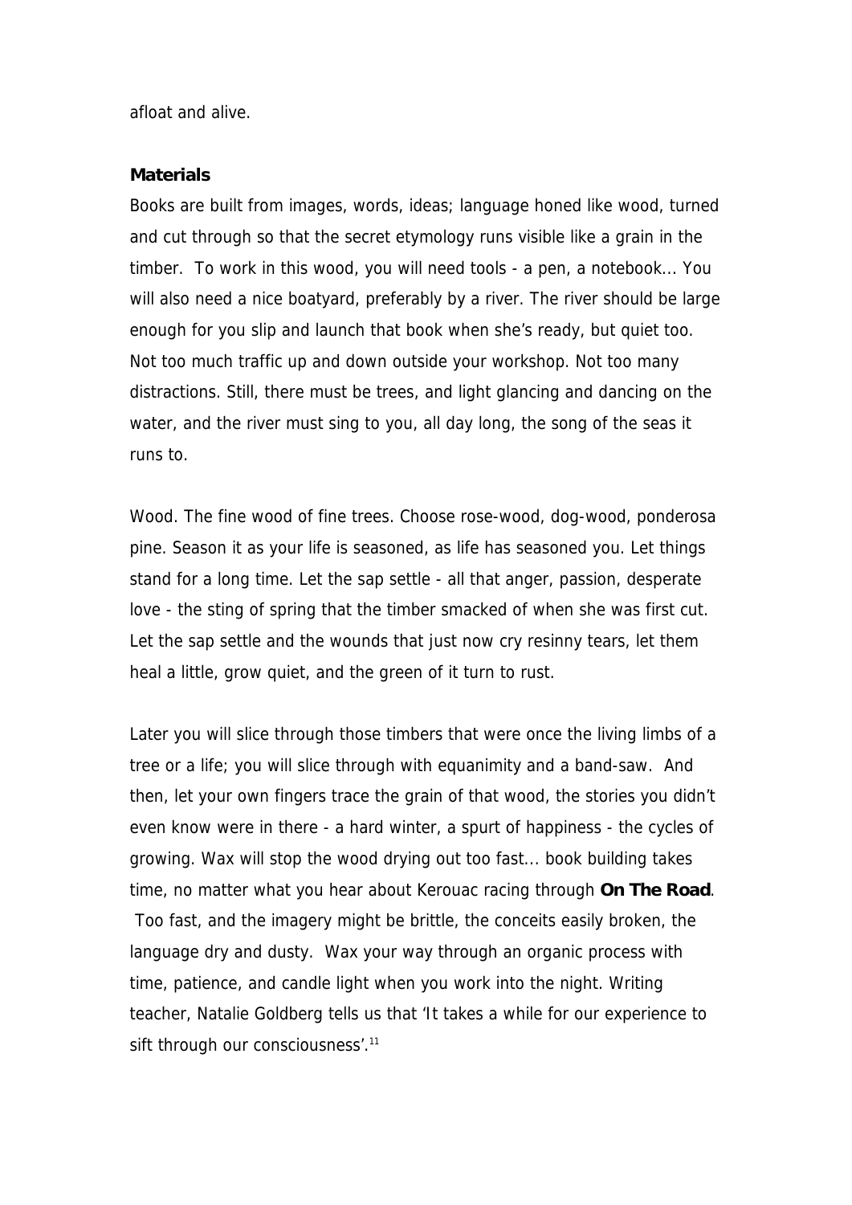afloat and alive.

**Materials**

Books are built from images, words, ideas; language honed like wood, turned and cut through so that the secret etymology runs visible like a grain in the timber. To work in this wood, you will need tools - a pen, a notebook... You will also need a nice boatyard, preferably by a river. The river should be large enough for you slip and launch that book when she's ready, but quiet too. Not too much traffic up and down outside your workshop. Not too many distractions. Still, there must be trees, and light glancing and dancing on the water, and the river must sing to you, all day long, the song of the seas it runs to.

Wood. The fine wood of fine trees. Choose rose-wood, dog-wood, ponderosa pine. Season it as your life is seasoned, as life has seasoned you. Let things stand for a long time. Let the sap settle - all that anger, passion, desperate love - the sting of spring that the timber smacked of when she was first cut. Let the sap settle and the wounds that just now cry resinny tears, let them heal a little, grow quiet, and the green of it turn to rust.

Later you will slice through those timbers that were once the living limbs of a tree or a life; you will slice through with equanimity and a band-saw. And then, let your own fingers trace the grain of that wood, the stories you didn't even know were in there - a hard winter, a spurt of happiness - the cycles of growing. Wax will stop the wood drying out too fast... book building takes time, no matter what you hear about Kerouac racing through **On The Road**. Too fast, and the imagery might be brittle, the conceits easily broken, the language dry and dusty. Wax your way through an organic process with time, patience, and candle light when you work into the night. Writing teacher, Natalie Goldberg tells us that 'It takes a while for our experience to sift through our consciousness'.[11]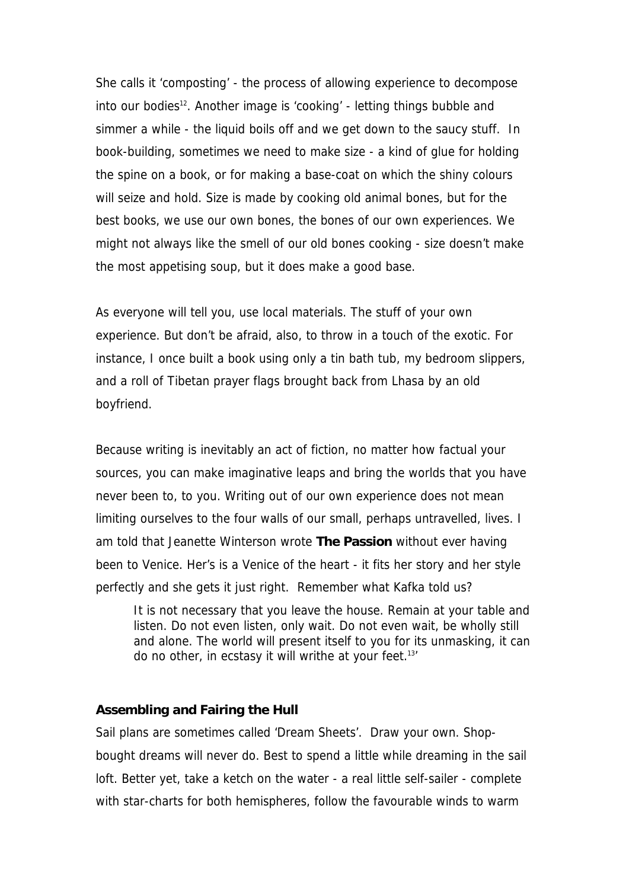She calls it 'composting' - the process of allowing experience to decompose into our bodies[12]. Another image is 'cooking' - letting things bubble and simmer a while - the liquid boils off and we get down to the saucy stuff. In book-building, sometimes we need to make size - a kind of glue for holding the spine on a book, or for making a base-coat on which the shiny colours will seize and hold. Size is made by cooking old animal bones, but for the best books, we use our own bones, the bones of our own experiences. We might not always like the smell of our old bones cooking - size doesn't make the most appetising soup, but it does make a good base.

As everyone will tell you, use local materials. The stuff of your own experience. But don't be afraid, also, to throw in a touch of the exotic. For instance, I once built a book using only a tin bath tub, my bedroom slippers, and a roll of Tibetan prayer flags brought back from Lhasa by an old boyfriend.

Because writing is inevitably an act of fiction, no matter how factual your sources, you can make imaginative leaps and bring the worlds that you have never been to, to you. Writing out of our own experience does not mean limiting ourselves to the four walls of our small, perhaps untravelled, lives. I am told that Jeanette Winterson wrote **The Passion** without ever having been to Venice. Her's is a Venice of the heart - it fits her story and her style perfectly and she gets it just right. Remember what Kafka told us?

> It is not necessary that you leave the house. Remain at your table and listen. Do not even listen, only wait. Do not even wait, be wholly still and alone. The world will present itself to you for its unmasking, it can do no other, in ecstasy it will writhe at your feet.[13]'

**Assembling and Fairing the Hull**

Sail plans are sometimes called 'Dream Sheets'. Draw your own. Shop-bought dreams will never do. Best to spend a little while dreaming in the sail loft. Better yet, take a ketch on the water - a real little self-sailer - complete with star-charts for both hemispheres, follow the favourable winds to warm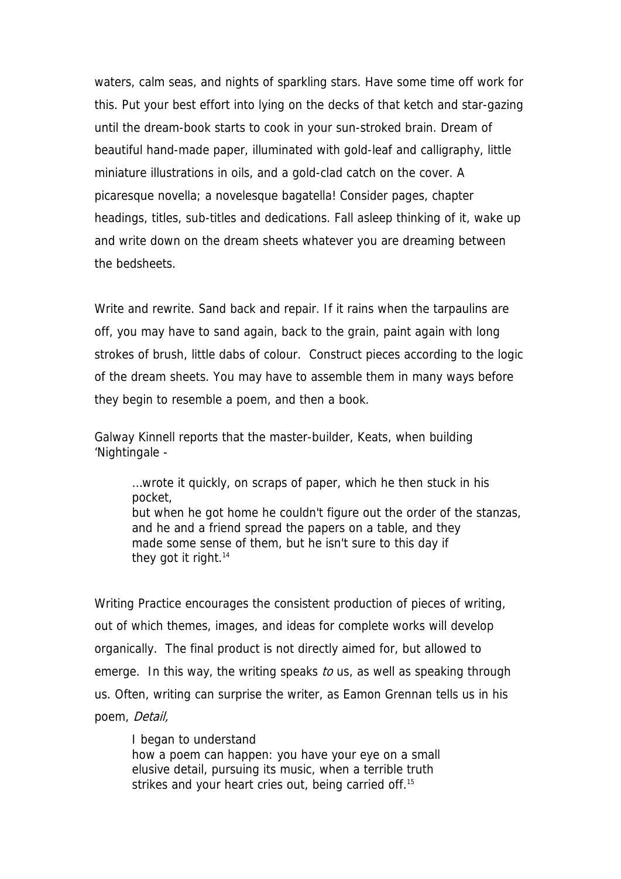waters, calm seas, and nights of sparkling stars. Have some time off work for this. Put your best effort into lying on the decks of that ketch and star-gazing until the dream-book starts to cook in your sun-stroked brain. Dream of beautiful hand-made paper, illuminated with gold-leaf and calligraphy, little miniature illustrations in oils, and a gold-clad catch on the cover. A picaresque novella; a novelesque bagatella! Consider pages, chapter headings, titles, sub-titles and dedications. Fall asleep thinking of it, wake up and write down on the dream sheets whatever you are dreaming between the bedsheets.

Write and rewrite. Sand back and repair. If it rains when the tarpaulins are off, you may have to sand again, back to the grain, paint again with long strokes of brush, little dabs of colour. Construct pieces according to the logic of the dream sheets. You may have to assemble them in many ways before they begin to resemble a poem, and then a book.

Galway Kinnell reports that the master-builder, Keats, when building 'Nightingale -

> ...wrote it quickly, on scraps of paper, which he then stuck in his pocket,
> but when he got home he couldn't figure out the order of the stanzas,
> and he and a friend spread the papers on a table, and they
> made some sense of them, but he isn't sure to this day if
> they got it right.[14]

Writing Practice encourages the consistent production of pieces of writing, out of which themes, images, and ideas for complete works will develop organically. The final product is not directly aimed for, but allowed to emerge. In this way, the writing speaks *to* us, as well as speaking through us. Often, writing can surprise the writer, as Eamon Grennan tells us in his poem, *Detail,*

> I began to understand
> how a poem can happen: you have your eye on a small
> elusive detail, pursuing its music, when a terrible truth
> strikes and your heart cries out, being carried off.[15]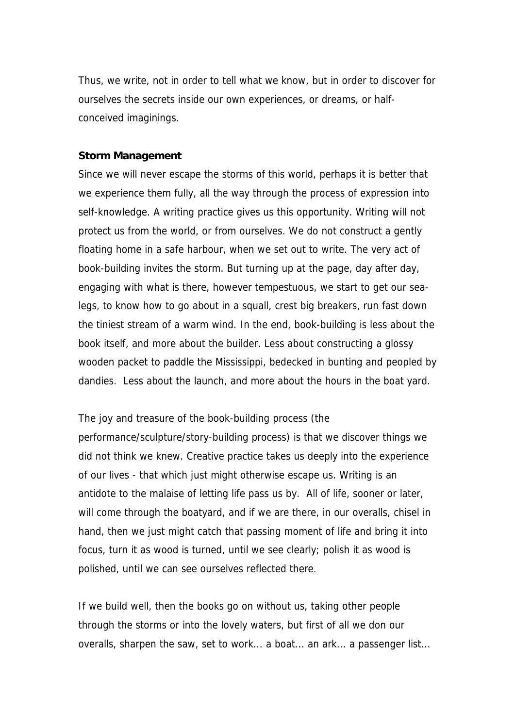Thus, we write, not in order to tell what we know, but in order to discover for ourselves the secrets inside our own experiences, or dreams, or half-conceived imaginings.

**Storm Management**

Since we will never escape the storms of this world, perhaps it is better that we experience them fully, all the way through the process of expression into self-knowledge. A writing practice gives us this opportunity. Writing will not protect us from the world, or from ourselves. We do not construct a gently floating home in a safe harbour, when we set out to write. The very act of book-building invites the storm. But turning up at the page, day after day, engaging with what is there, however tempestuous, we start to get our sea-legs, to know how to go about in a squall, crest big breakers, run fast down the tiniest stream of a warm wind. In the end, book-building is less about the book itself, and more about the builder. Less about constructing a glossy wooden packet to paddle the Mississippi, bedecked in bunting and peopled by dandies. Less about the launch, and more about the hours in the boat yard.

The joy and treasure of the book-building process (the performance/sculpture/story-building process) is that we discover things we did not think we knew. Creative practice takes us deeply into the experience of our lives - that which just might otherwise escape us. Writing is an antidote to the malaise of letting life pass us by. All of life, sooner or later, will come through the boatyard, and if we are there, in our overalls, chisel in hand, then we just might catch that passing moment of life and bring it into focus, turn it as wood is turned, until we see clearly; polish it as wood is polished, until we can see ourselves reflected there.

If we build well, then the books go on without us, taking other people through the storms or into the lovely waters, but first of all we don our overalls, sharpen the saw, set to work... a boat... an ark... a passenger list...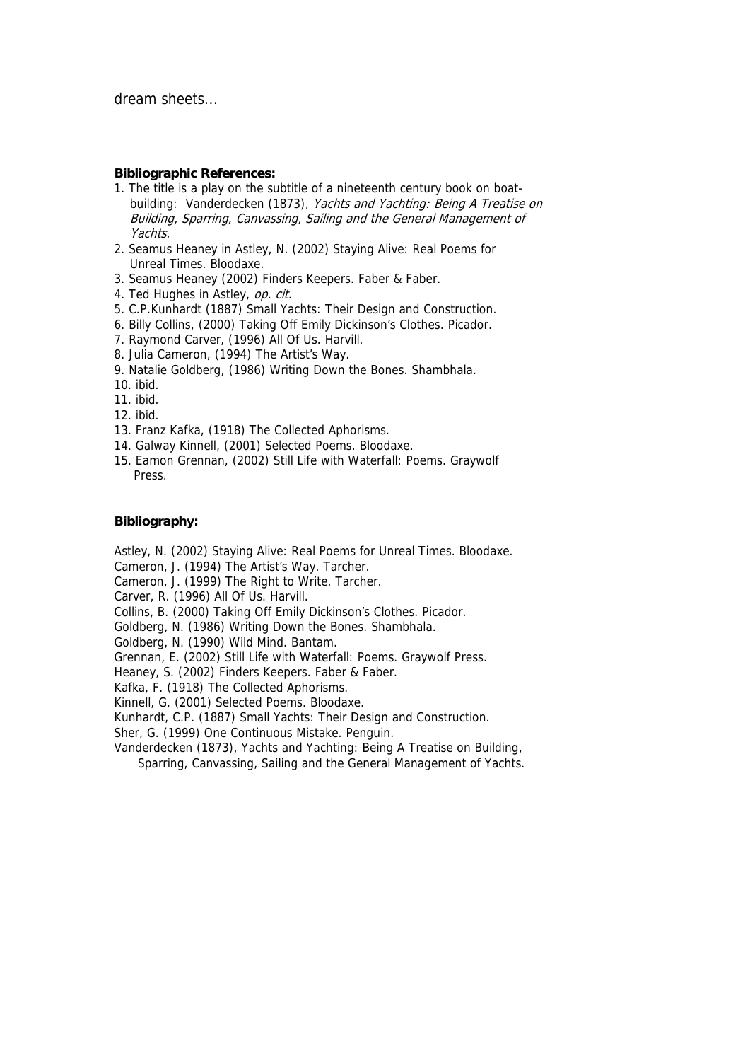dream sheets...

**Bibliographic References:**

1. The title is a play on the subtitle of a nineteenth century book on boat-building: Vanderdecken (1873), *Yachts and Yachting: Being A Treatise on Building, Sparring, Canvassing, Sailing and the General Management of Yachts.*
2. Seamus Heaney in Astley, N. (2002) Staying Alive: Real Poems for Unreal Times. Bloodaxe.
3. Seamus Heaney (2002) Finders Keepers. Faber & Faber.
4. Ted Hughes in Astley, *op. cit.*
5. C.P.Kunhardt (1887) Small Yachts: Their Design and Construction.
6. Billy Collins, (2000) Taking Off Emily Dickinson's Clothes. Picador.
7. Raymond Carver, (1996) All Of Us. Harvill.
8. Julia Cameron, (1994) The Artist's Way.
9. Natalie Goldberg, (1986) Writing Down the Bones. Shambhala.
10. ibid.
11. ibid.
12. ibid.
13. Franz Kafka, (1918) The Collected Aphorisms.
14. Galway Kinnell, (2001) Selected Poems. Bloodaxe.
15. Eamon Grennan, (2002) Still Life with Waterfall: Poems. Graywolf Press.

**Bibliography:**

Astley, N. (2002) Staying Alive: Real Poems for Unreal Times. Bloodaxe.
Cameron, J. (1994) The Artist's Way. Tarcher.
Cameron, J. (1999) The Right to Write. Tarcher.
Carver, R. (1996) All Of Us. Harvill.
Collins, B. (2000) Taking Off Emily Dickinson's Clothes. Picador.
Goldberg, N. (1986) Writing Down the Bones. Shambhala.
Goldberg, N. (1990) Wild Mind. Bantam.
Grennan, E. (2002) Still Life with Waterfall: Poems. Graywolf Press.
Heaney, S. (2002) Finders Keepers. Faber & Faber.
Kafka, F. (1918) The Collected Aphorisms.
Kinnell, G. (2001) Selected Poems. Bloodaxe.
Kunhardt, C.P. (1887) Small Yachts: Their Design and Construction.
Sher, G. (1999) One Continuous Mistake. Penguin.
Vanderdecken (1873), Yachts and Yachting: Being A Treatise on Building, Sparring, Canvassing, Sailing and the General Management of Yachts.